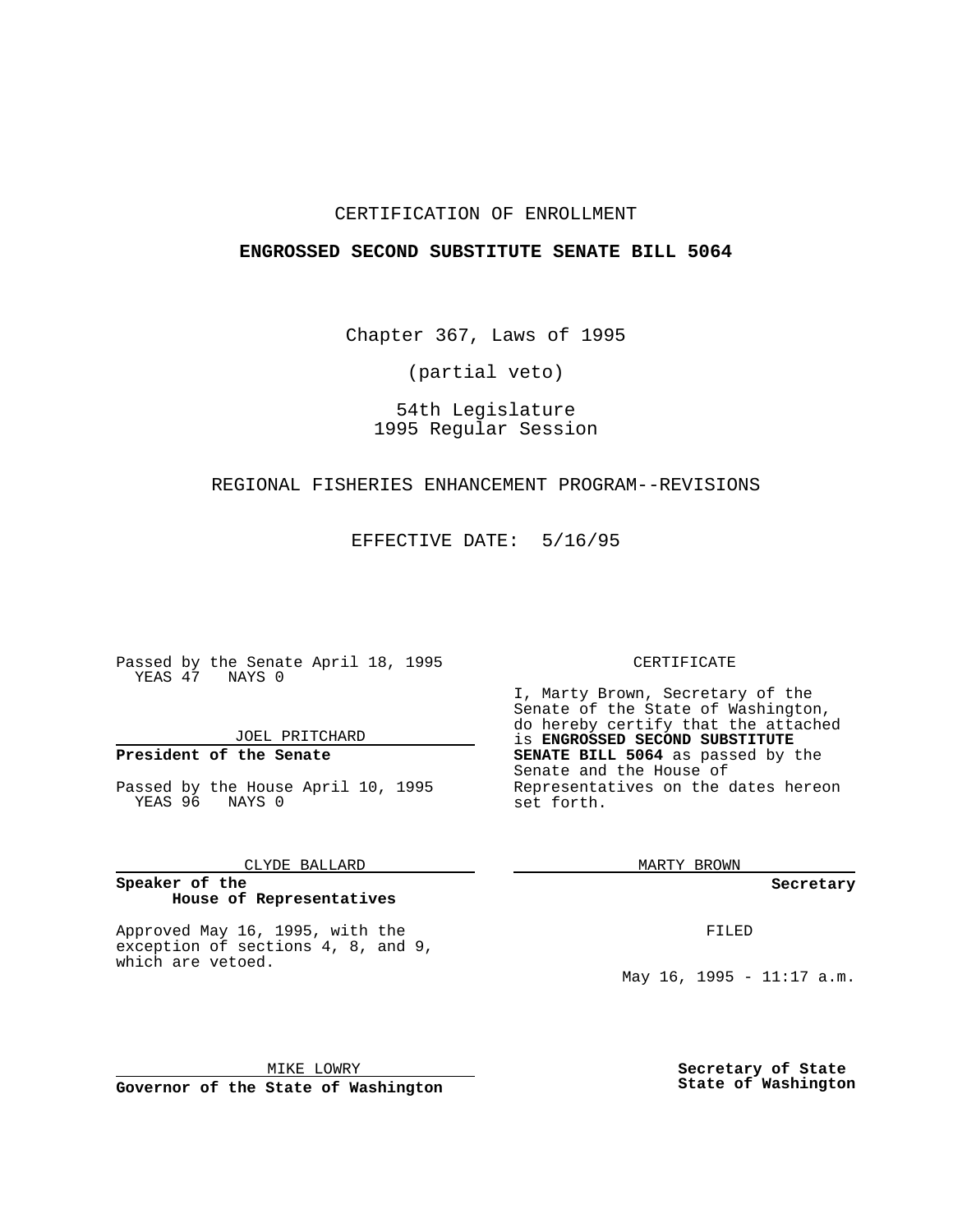CERTIFICATION OF ENROLLMENT

**ENGROSSED SECOND SUBSTITUTE SENATE BILL 5064**

Chapter 367, Laws of 1995

(partial veto)

54th Legislature
1995 Regular Session

REGIONAL FISHERIES ENHANCEMENT PROGRAM--REVISIONS

EFFECTIVE DATE: 5/16/95

Passed by the Senate April 18, 1995
YEAS 47 NAYS 0

JOEL PRITCHARD

**President of the Senate**

Passed by the House April 10, 1995
YEAS 96 NAYS 0

CLYDE BALLARD

**Speaker of the House of Representatives**

Approved May 16, 1995, with the exception of sections 4, 8, and 9, which are vetoed.

MIKE LOWRY

**Governor of the State of Washington**

CERTIFICATE

I, Marty Brown, Secretary of the Senate of the State of Washington, do hereby certify that the attached is **ENGROSSED SECOND SUBSTITUTE SENATE BILL 5064** as passed by the Senate and the House of Representatives on the dates hereon set forth.

MARTY BROWN

**Secretary**

FILED

May 16, 1995 - 11:17 a.m.

**Secretary of State**
**State of Washington**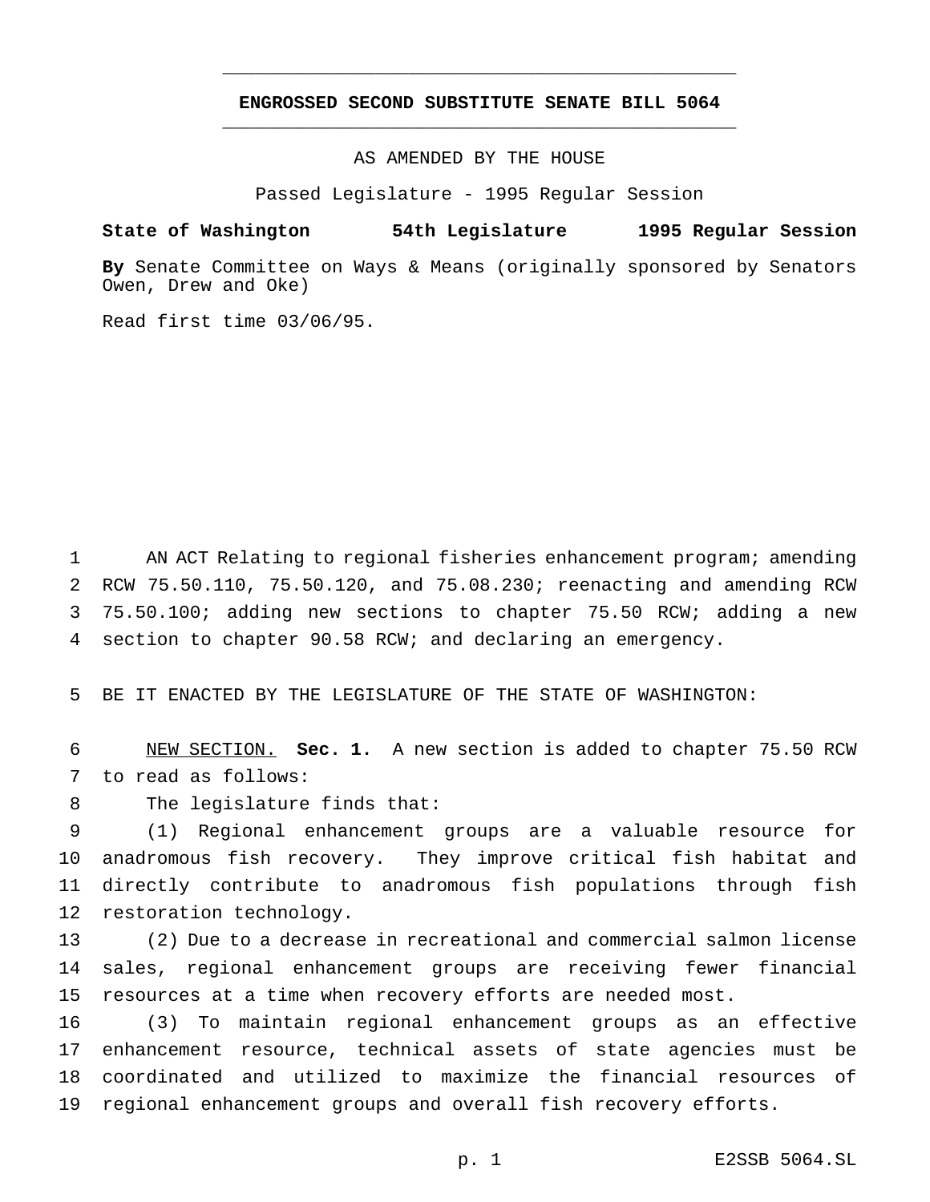# ENGROSSED SECOND SUBSTITUTE SENATE BILL 5064

AS AMENDED BY THE HOUSE

Passed Legislature - 1995 Regular Session

**State of Washington 54th Legislature 1995 Regular Session**

**By** Senate Committee on Ways & Means (originally sponsored by Senators Owen, Drew and Oke)

Read first time 03/06/95.

AN ACT Relating to regional fisheries enhancement program; amending RCW 75.50.110, 75.50.120, and 75.08.230; reenacting and amending RCW 75.50.100; adding new sections to chapter 75.50 RCW; adding a new section to chapter 90.58 RCW; and declaring an emergency.

BE IT ENACTED BY THE LEGISLATURE OF THE STATE OF WASHINGTON:

NEW SECTION. **Sec. 1.** A new section is added to chapter 75.50 RCW to read as follows:

The legislature finds that:

(1) Regional enhancement groups are a valuable resource for anadromous fish recovery. They improve critical fish habitat and directly contribute to anadromous fish populations through fish restoration technology.

(2) Due to a decrease in recreational and commercial salmon license sales, regional enhancement groups are receiving fewer financial resources at a time when recovery efforts are needed most.

(3) To maintain regional enhancement groups as an effective enhancement resource, technical assets of state agencies must be coordinated and utilized to maximize the financial resources of regional enhancement groups and overall fish recovery efforts.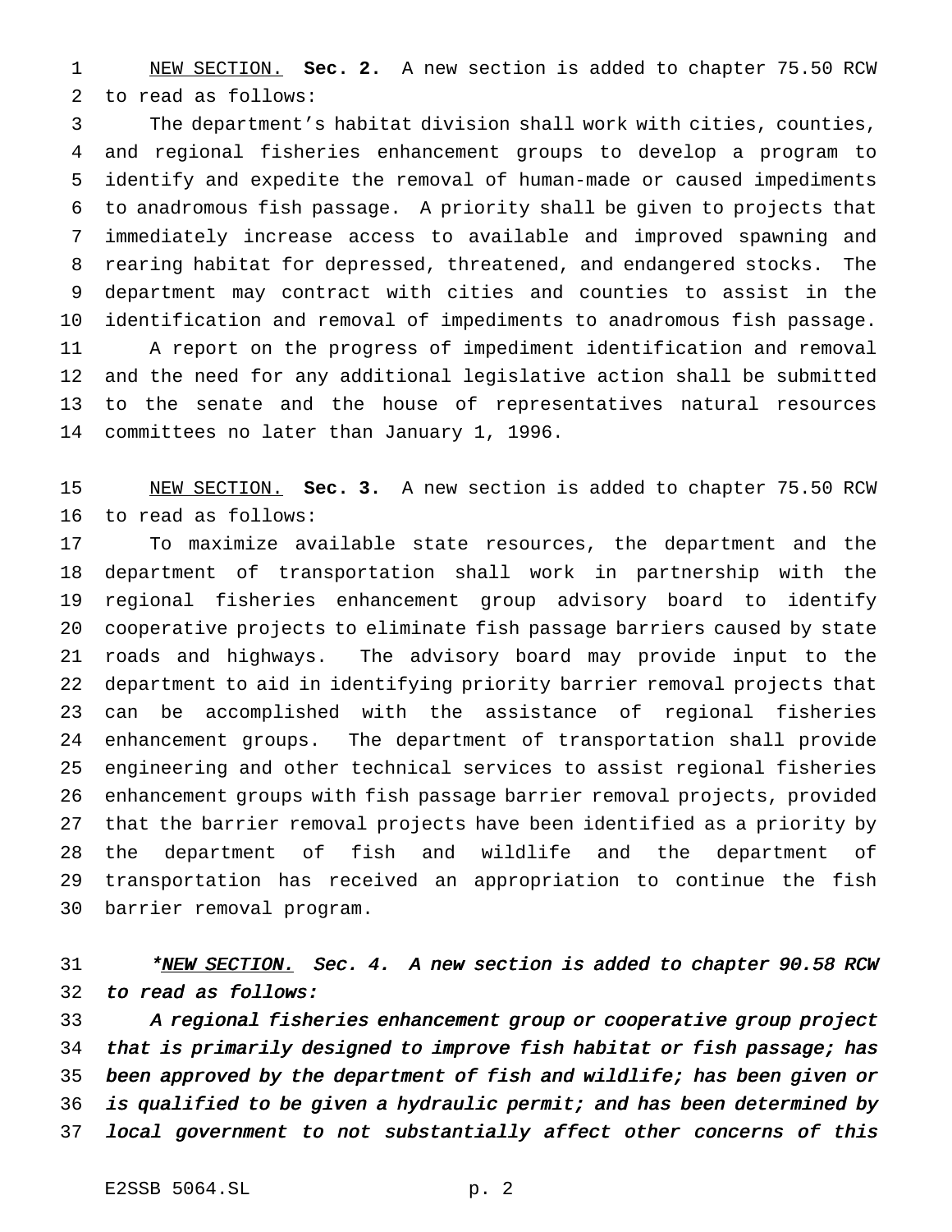NEW SECTION. **Sec. 2.** A new section is added to chapter 75.50 RCW to read as follows:

The department's habitat division shall work with cities, counties, and regional fisheries enhancement groups to develop a program to identify and expedite the removal of human-made or caused impediments to anadromous fish passage. A priority shall be given to projects that immediately increase access to available and improved spawning and rearing habitat for depressed, threatened, and endangered stocks. The department may contract with cities and counties to assist in the identification and removal of impediments to anadromous fish passage.

A report on the progress of impediment identification and removal and the need for any additional legislative action shall be submitted to the senate and the house of representatives natural resources committees no later than January 1, 1996.

NEW SECTION. **Sec. 3.** A new section is added to chapter 75.50 RCW to read as follows:

To maximize available state resources, the department and the department of transportation shall work in partnership with the regional fisheries enhancement group advisory board to identify cooperative projects to eliminate fish passage barriers caused by state roads and highways. The advisory board may provide input to the department to aid in identifying priority barrier removal projects that can be accomplished with the assistance of regional fisheries enhancement groups. The department of transportation shall provide engineering and other technical services to assist regional fisheries enhancement groups with fish passage barrier removal projects, provided that the barrier removal projects have been identified as a priority by the department of fish and wildlife and the department of transportation has received an appropriation to continue the fish barrier removal program.

*\*NEW SECTION. Sec. 4. A new section is added to chapter 90.58 RCW to read as follows:*

*A regional fisheries enhancement group or cooperative group project that is primarily designed to improve fish habitat or fish passage; has been approved by the department of fish and wildlife; has been given or is qualified to be given a hydraulic permit; and has been determined by local government to not substantially affect other concerns of this*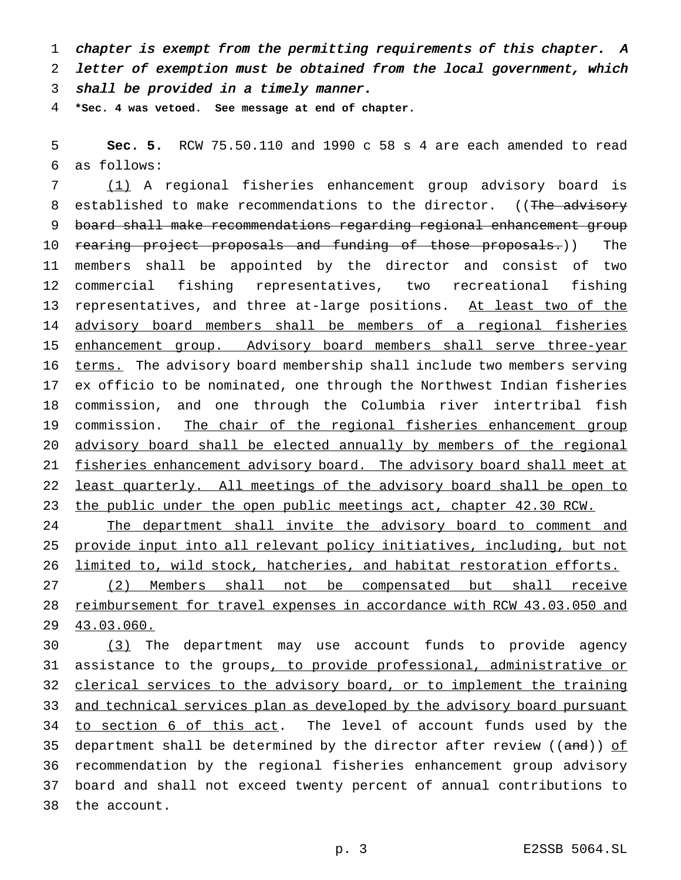*chapter is exempt from the permitting requirements of this chapter. A letter of exemption must be obtained from the local government, which shall be provided in a timely manner.*

**\*Sec. 4 was vetoed. See message at end of chapter.**

**Sec. 5.** RCW 75.50.110 and 1990 c 58 s 4 are each amended to read as follows:

(1) A regional fisheries enhancement group advisory board is established to make recommendations to the director. ((~~The advisory board shall make recommendations regarding regional enhancement group rearing project proposals and funding of those proposals.~~)) The members shall be appointed by the director and consist of two commercial fishing representatives, two recreational fishing representatives, and three at-large positions. At least two of the advisory board members shall be members of a regional fisheries enhancement group. Advisory board members shall serve three-year terms. The advisory board membership shall include two members serving ex officio to be nominated, one through the Northwest Indian fisheries commission, and one through the Columbia river intertribal fish commission. The chair of the regional fisheries enhancement group advisory board shall be elected annually by members of the regional fisheries enhancement advisory board. The advisory board shall meet at least quarterly. All meetings of the advisory board shall be open to the public under the open public meetings act, chapter 42.30 RCW.

The department shall invite the advisory board to comment and provide input into all relevant policy initiatives, including, but not limited to, wild stock, hatcheries, and habitat restoration efforts.

(2) Members shall not be compensated but shall receive reimbursement for travel expenses in accordance with RCW 43.03.050 and 43.03.060.

(3) The department may use account funds to provide agency assistance to the groups, to provide professional, administrative or clerical services to the advisory board, or to implement the training and technical services plan as developed by the advisory board pursuant to section 6 of this act. The level of account funds used by the department shall be determined by the director after review ((~~and~~)) of recommendation by the regional fisheries enhancement group advisory board and shall not exceed twenty percent of annual contributions to the account.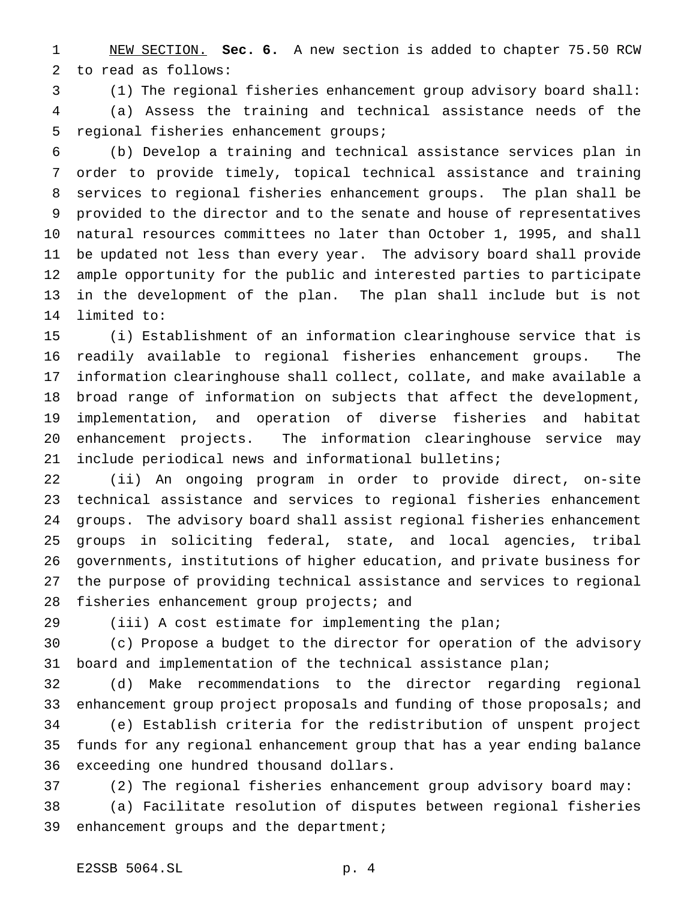NEW SECTION. **Sec. 6.** A new section is added to chapter 75.50 RCW to read as follows:

(1) The regional fisheries enhancement group advisory board shall:

(a) Assess the training and technical assistance needs of the regional fisheries enhancement groups;

(b) Develop a training and technical assistance services plan in order to provide timely, topical technical assistance and training services to regional fisheries enhancement groups. The plan shall be provided to the director and to the senate and house of representatives natural resources committees no later than October 1, 1995, and shall be updated not less than every year. The advisory board shall provide ample opportunity for the public and interested parties to participate in the development of the plan. The plan shall include but is not limited to:

(i) Establishment of an information clearinghouse service that is readily available to regional fisheries enhancement groups. The information clearinghouse shall collect, collate, and make available a broad range of information on subjects that affect the development, implementation, and operation of diverse fisheries and habitat enhancement projects. The information clearinghouse service may include periodical news and informational bulletins;

(ii) An ongoing program in order to provide direct, on-site technical assistance and services to regional fisheries enhancement groups. The advisory board shall assist regional fisheries enhancement groups in soliciting federal, state, and local agencies, tribal governments, institutions of higher education, and private business for the purpose of providing technical assistance and services to regional fisheries enhancement group projects; and

(iii) A cost estimate for implementing the plan;

(c) Propose a budget to the director for operation of the advisory board and implementation of the technical assistance plan;

(d) Make recommendations to the director regarding regional enhancement group project proposals and funding of those proposals; and

(e) Establish criteria for the redistribution of unspent project funds for any regional enhancement group that has a year ending balance exceeding one hundred thousand dollars.

(2) The regional fisheries enhancement group advisory board may:

(a) Facilitate resolution of disputes between regional fisheries enhancement groups and the department;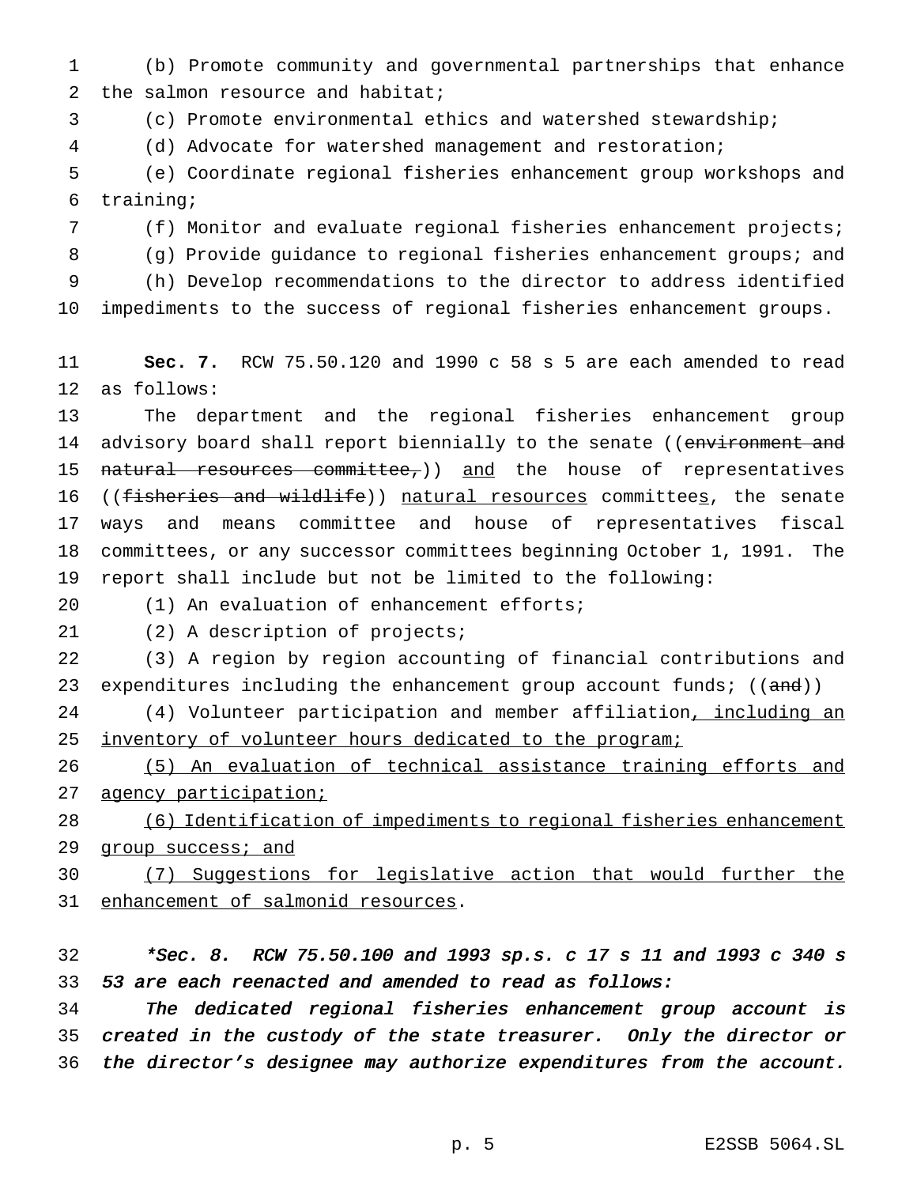(b) Promote community and governmental partnerships that enhance the salmon resource and habitat;

(c) Promote environmental ethics and watershed stewardship;

(d) Advocate for watershed management and restoration;

(e) Coordinate regional fisheries enhancement group workshops and training;

(f) Monitor and evaluate regional fisheries enhancement projects;

(g) Provide guidance to regional fisheries enhancement groups; and

(h) Develop recommendations to the director to address identified impediments to the success of regional fisheries enhancement groups.

**Sec. 7.** RCW 75.50.120 and 1990 c 58 s 5 are each amended to read as follows:

The department and the regional fisheries enhancement group advisory board shall report biennially to the senate ((~~environment and natural resources committee,~~)) and the house of representatives ((~~fisheries and wildlife~~)) natural resources committees, the senate ways and means committee and house of representatives fiscal committees, or any successor committees beginning October 1, 1991. The report shall include but not be limited to the following:

(1) An evaluation of enhancement efforts;

(2) A description of projects;

(3) A region by region accounting of financial contributions and expenditures including the enhancement group account funds; ((~~and~~))

(4) Volunteer participation and member affiliation, including an inventory of volunteer hours dedicated to the program;

(5) An evaluation of technical assistance training efforts and agency participation;

(6) Identification of impediments to regional fisheries enhancement group success; and

(7) Suggestions for legislative action that would further the enhancement of salmonid resources.

*\*Sec. 8. RCW 75.50.100 and 1993 sp.s. c 17 s 11 and 1993 c 340 s 53 are each reenacted and amended to read as follows:*

*The dedicated regional fisheries enhancement group account is created in the custody of the state treasurer. Only the director or the director's designee may authorize expenditures from the account.*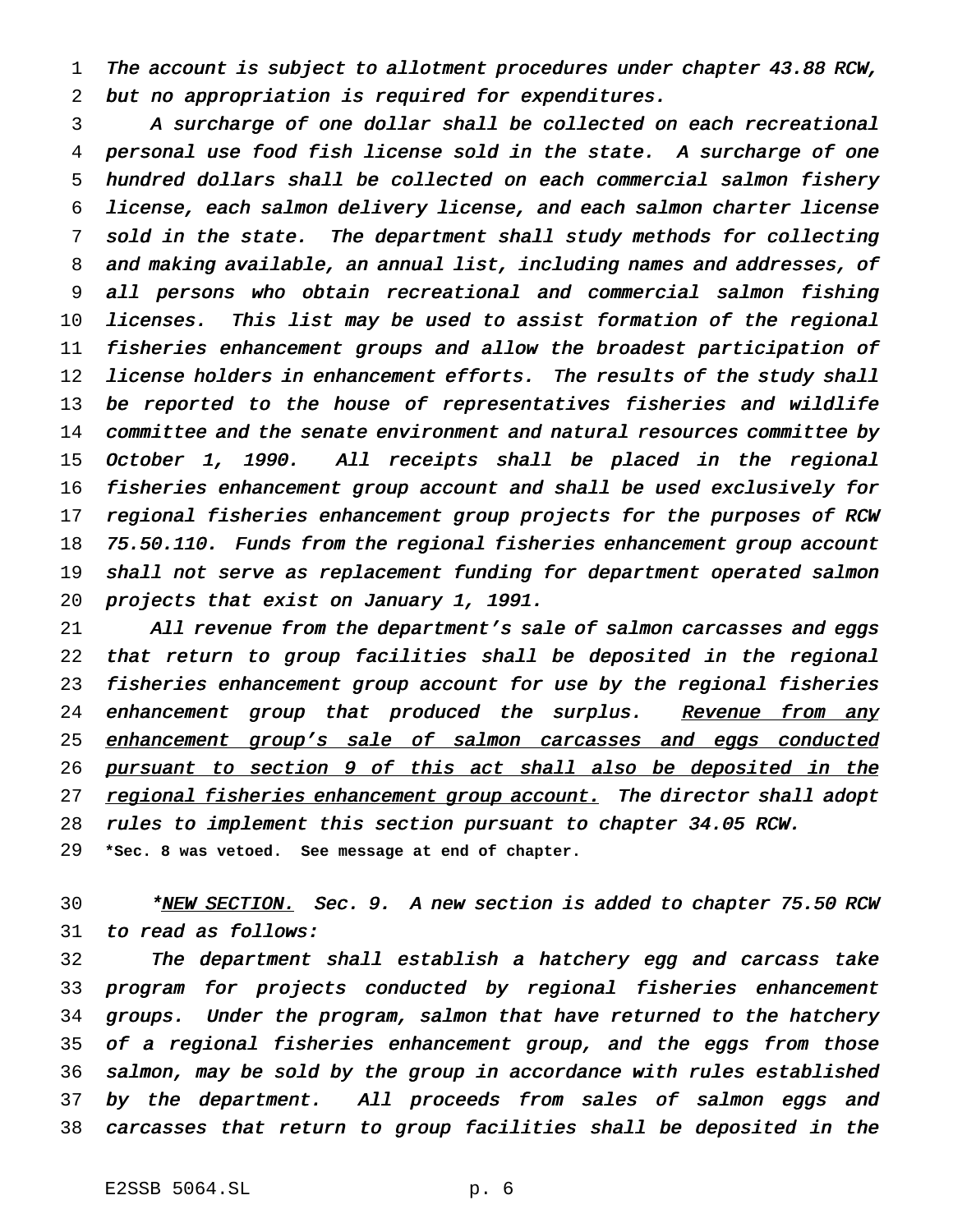*The account is subject to allotment procedures under chapter 43.88 RCW, but no appropriation is required for expenditures.*

*A surcharge of one dollar shall be collected on each recreational personal use food fish license sold in the state. A surcharge of one hundred dollars shall be collected on each commercial salmon fishery license, each salmon delivery license, and each salmon charter license sold in the state. The department shall study methods for collecting and making available, an annual list, including names and addresses, of all persons who obtain recreational and commercial salmon fishing licenses. This list may be used to assist formation of the regional fisheries enhancement groups and allow the broadest participation of license holders in enhancement efforts. The results of the study shall be reported to the house of representatives fisheries and wildlife committee and the senate environment and natural resources committee by October 1, 1990. All receipts shall be placed in the regional fisheries enhancement group account and shall be used exclusively for regional fisheries enhancement group projects for the purposes of RCW 75.50.110. Funds from the regional fisheries enhancement group account shall not serve as replacement funding for department operated salmon projects that exist on January 1, 1991.*

*All revenue from the department's sale of salmon carcasses and eggs that return to group facilities shall be deposited in the regional fisheries enhancement group account for use by the regional fisheries enhancement group that produced the surplus. <u>Revenue from any enhancement group's sale of salmon carcasses and eggs conducted pursuant to section 9 of this act shall also be deposited in the regional fisheries enhancement group account.</u> The director shall adopt rules to implement this section pursuant to chapter 34.05 RCW.*

**\*Sec. 8 was vetoed. See message at end of chapter.**

*\*<u>NEW SECTION.</u> Sec. 9. A new section is added to chapter 75.50 RCW to read as follows:*

*The department shall establish a hatchery egg and carcass take program for projects conducted by regional fisheries enhancement groups. Under the program, salmon that have returned to the hatchery of a regional fisheries enhancement group, and the eggs from those salmon, may be sold by the group in accordance with rules established by the department. All proceeds from sales of salmon eggs and carcasses that return to group facilities shall be deposited in the*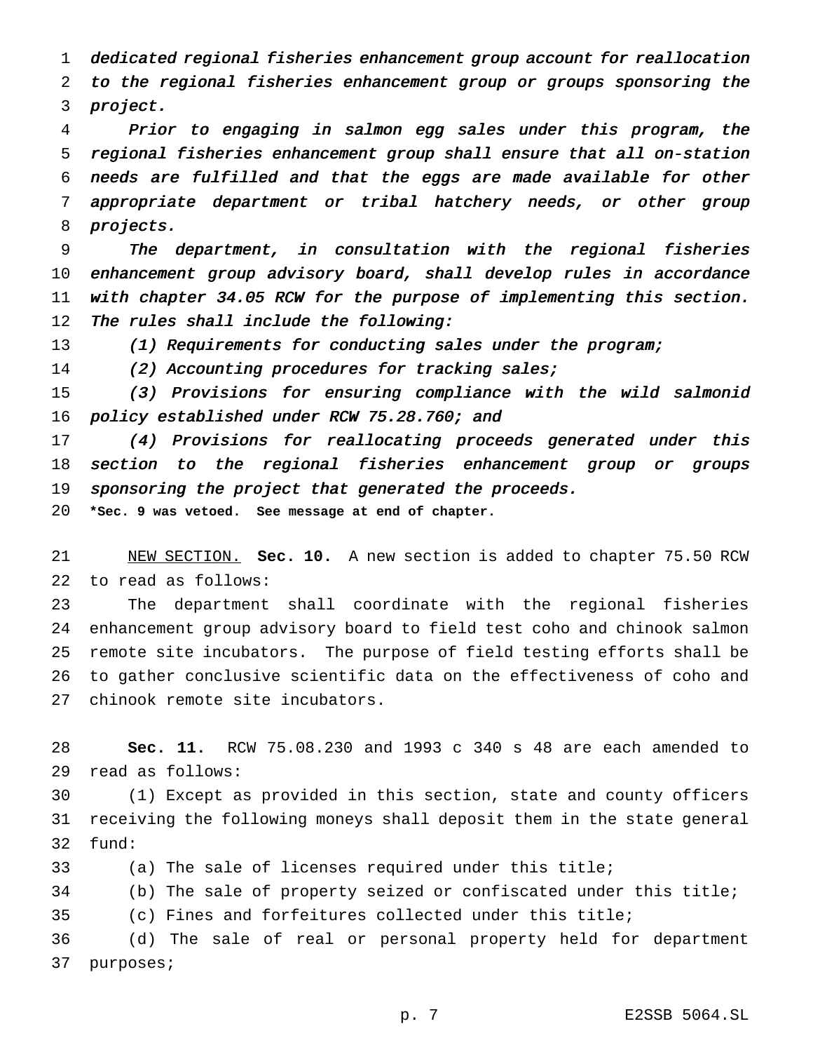*dedicated regional fisheries enhancement group account for reallocation to the regional fisheries enhancement group or groups sponsoring the project.*

*Prior to engaging in salmon egg sales under this program, the regional fisheries enhancement group shall ensure that all on-station needs are fulfilled and that the eggs are made available for other appropriate department or tribal hatchery needs, or other group projects.*

*The department, in consultation with the regional fisheries enhancement group advisory board, shall develop rules in accordance with chapter 34.05 RCW for the purpose of implementing this section. The rules shall include the following:*

*(1) Requirements for conducting sales under the program;*

*(2) Accounting procedures for tracking sales;*

*(3) Provisions for ensuring compliance with the wild salmonid policy established under RCW 75.28.760; and*

*(4) Provisions for reallocating proceeds generated under this section to the regional fisheries enhancement group or groups sponsoring the project that generated the proceeds.*

**\*Sec. 9 was vetoed. See message at end of chapter.**

NEW SECTION. **Sec. 10.** A new section is added to chapter 75.50 RCW to read as follows:

The department shall coordinate with the regional fisheries enhancement group advisory board to field test coho and chinook salmon remote site incubators. The purpose of field testing efforts shall be to gather conclusive scientific data on the effectiveness of coho and chinook remote site incubators.

**Sec. 11.** RCW 75.08.230 and 1993 c 340 s 48 are each amended to read as follows:

(1) Except as provided in this section, state and county officers receiving the following moneys shall deposit them in the state general fund:

(a) The sale of licenses required under this title;

(b) The sale of property seized or confiscated under this title;

(c) Fines and forfeitures collected under this title;

(d) The sale of real or personal property held for department purposes;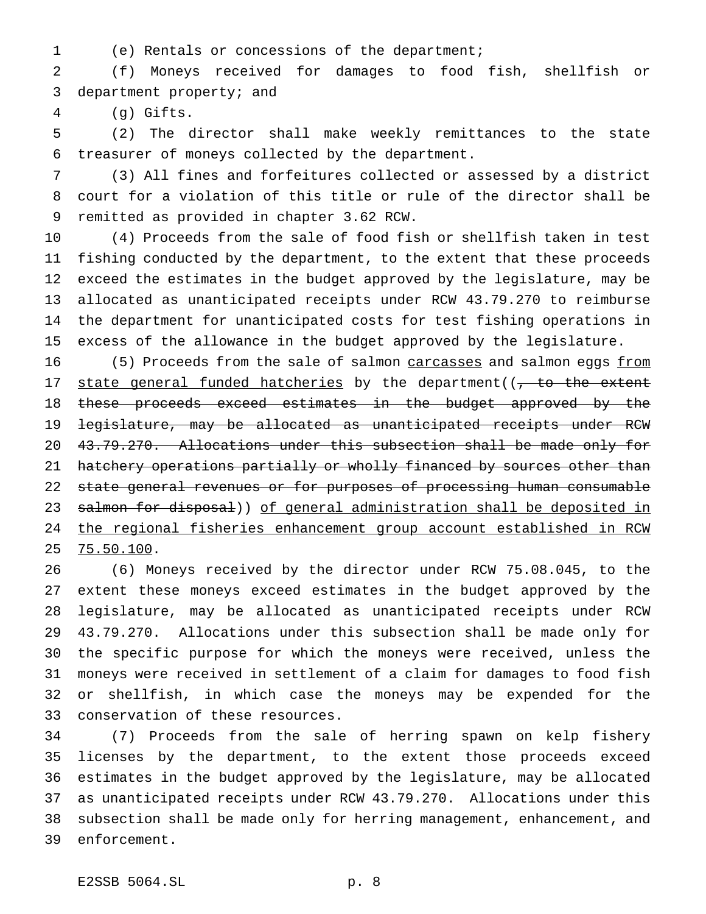(e) Rentals or concessions of the department;

(f) Moneys received for damages to food fish, shellfish or department property; and

(g) Gifts.

(2) The director shall make weekly remittances to the state treasurer of moneys collected by the department.

(3) All fines and forfeitures collected or assessed by a district court for a violation of this title or rule of the director shall be remitted as provided in chapter 3.62 RCW.

(4) Proceeds from the sale of food fish or shellfish taken in test fishing conducted by the department, to the extent that these proceeds exceed the estimates in the budget approved by the legislature, may be allocated as unanticipated receipts under RCW 43.79.270 to reimburse the department for unanticipated costs for test fishing operations in excess of the allowance in the budget approved by the legislature.

(5) Proceeds from the sale of salmon <u>carcasses</u> and salmon eggs <u>from state general funded hatcheries</u> by the department((~~, to the extent these proceeds exceed estimates in the budget approved by the legislature, may be allocated as unanticipated receipts under RCW 43.79.270. Allocations under this subsection shall be made only for hatchery operations partially or wholly financed by sources other than state general revenues or for purposes of processing human consumable salmon for disposal~~)) <u>of general administration shall be deposited in the regional fisheries enhancement group account established in RCW 75.50.100</u>.

(6) Moneys received by the director under RCW 75.08.045, to the extent these moneys exceed estimates in the budget approved by the legislature, may be allocated as unanticipated receipts under RCW 43.79.270. Allocations under this subsection shall be made only for the specific purpose for which the moneys were received, unless the moneys were received in settlement of a claim for damages to food fish or shellfish, in which case the moneys may be expended for the conservation of these resources.

(7) Proceeds from the sale of herring spawn on kelp fishery licenses by the department, to the extent those proceeds exceed estimates in the budget approved by the legislature, may be allocated as unanticipated receipts under RCW 43.79.270. Allocations under this subsection shall be made only for herring management, enhancement, and enforcement.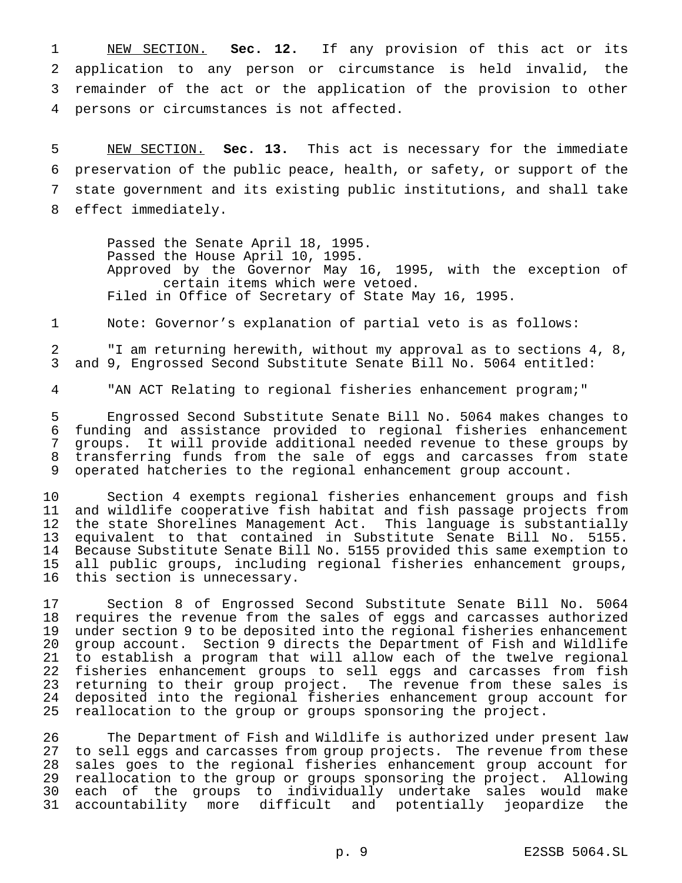NEW SECTION. **Sec. 12.** If any provision of this act or its application to any person or circumstance is held invalid, the remainder of the act or the application of the provision to other persons or circumstances is not affected.

NEW SECTION. **Sec. 13.** This act is necessary for the immediate preservation of the public peace, health, or safety, or support of the state government and its existing public institutions, and shall take effect immediately.

Passed the Senate April 18, 1995.
Passed the House April 10, 1995.
Approved by the Governor May 16, 1995, with the exception of certain items which were vetoed.
Filed in Office of Secretary of State May 16, 1995.

Note: Governor's explanation of partial veto is as follows:

"I am returning herewith, without my approval as to sections 4, 8, and 9, Engrossed Second Substitute Senate Bill No. 5064 entitled:

"AN ACT Relating to regional fisheries enhancement program;"

Engrossed Second Substitute Senate Bill No. 5064 makes changes to funding and assistance provided to regional fisheries enhancement groups. It will provide additional needed revenue to these groups by transferring funds from the sale of eggs and carcasses from state operated hatcheries to the regional enhancement group account.

Section 4 exempts regional fisheries enhancement groups and fish and wildlife cooperative fish habitat and fish passage projects from the state Shorelines Management Act. This language is substantially equivalent to that contained in Substitute Senate Bill No. 5155. Because Substitute Senate Bill No. 5155 provided this same exemption to all public groups, including regional fisheries enhancement groups, this section is unnecessary.

Section 8 of Engrossed Second Substitute Senate Bill No. 5064 requires the revenue from the sales of eggs and carcasses authorized under section 9 to be deposited into the regional fisheries enhancement group account. Section 9 directs the Department of Fish and Wildlife to establish a program that will allow each of the twelve regional fisheries enhancement groups to sell eggs and carcasses from fish returning to their group project. The revenue from these sales is deposited into the regional fisheries enhancement group account for reallocation to the group or groups sponsoring the project.

The Department of Fish and Wildlife is authorized under present law to sell eggs and carcasses from group projects. The revenue from these sales goes to the regional fisheries enhancement group account for reallocation to the group or groups sponsoring the project. Allowing each of the groups to individually undertake sales would make accountability more difficult and potentially jeopardize the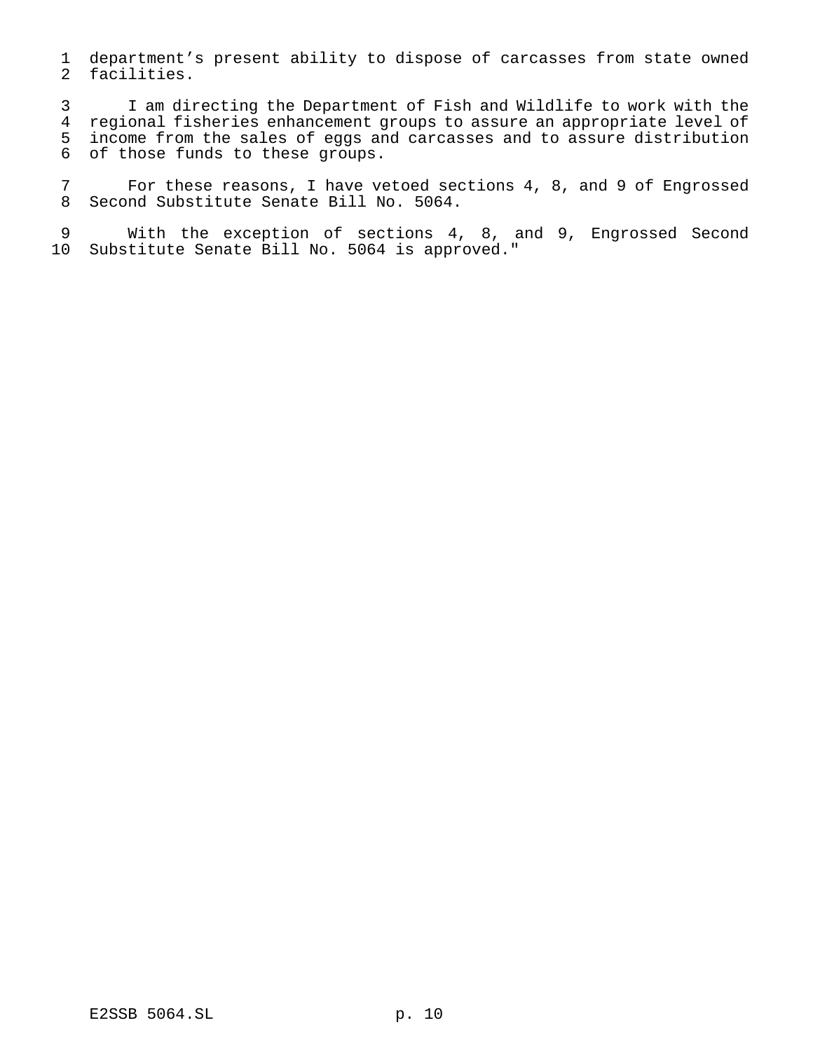department's present ability to dispose of carcasses from state owned facilities.

I am directing the Department of Fish and Wildlife to work with the regional fisheries enhancement groups to assure an appropriate level of income from the sales of eggs and carcasses and to assure distribution of those funds to these groups.

For these reasons, I have vetoed sections 4, 8, and 9 of Engrossed Second Substitute Senate Bill No. 5064.

With the exception of sections 4, 8, and 9, Engrossed Second Substitute Senate Bill No. 5064 is approved."